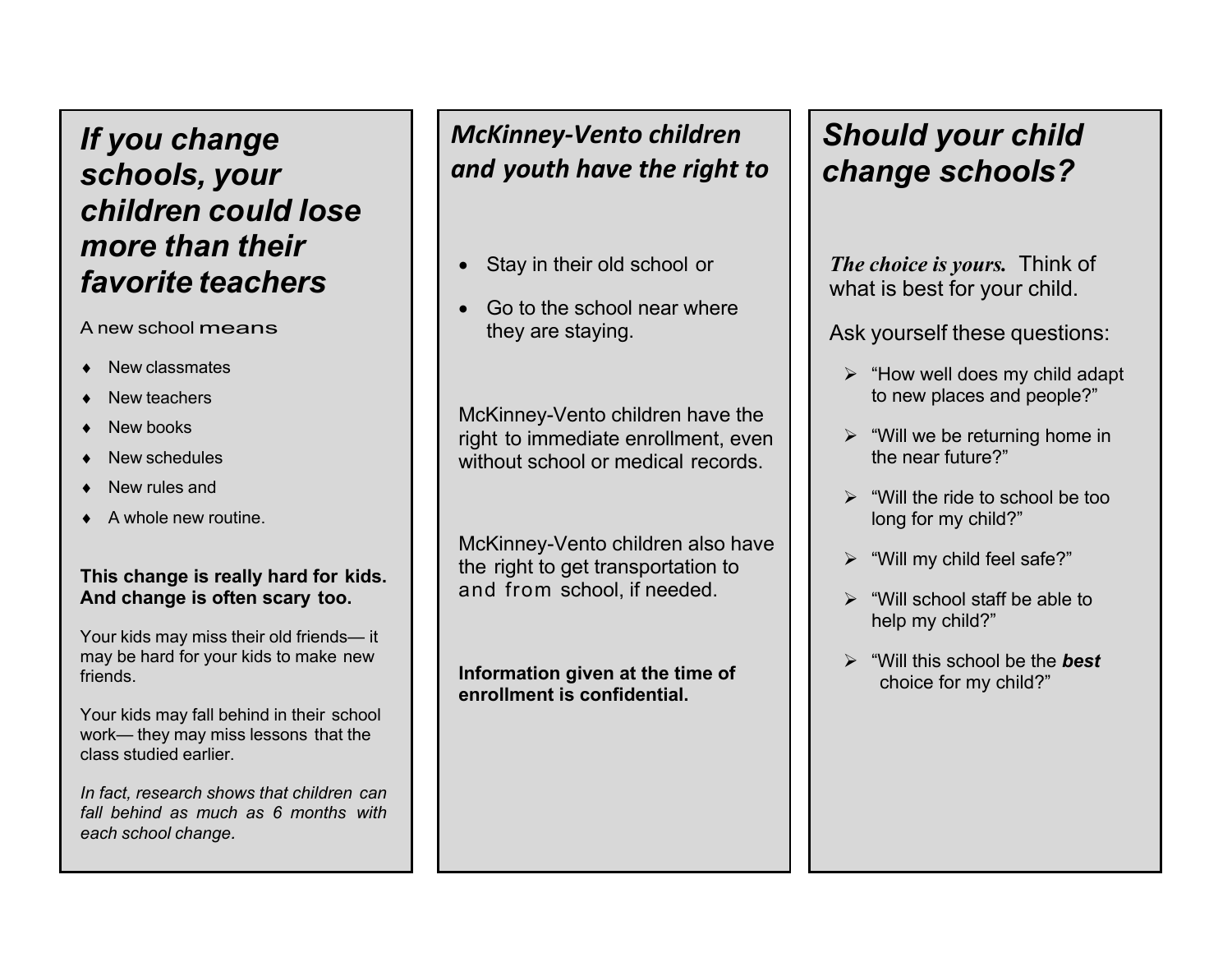## *If you change schools, your children could lose more than their favorite teachers*

A new school means

- New classmates
- New teachers
- New books
- New schedules
- New rules and
- A whole new routine.

**This change is really hard for kids. And change is often scary too.**

Your kids may miss their old friends— it may be hard for your kids to make new friends.

Your kids may fall behind in their school work— they may miss lessons that the class studied earlier.

*In fact, research shows that children can fall behind as much as 6 months with each school change.*

## *McKinney-Vento children and youth have the right to*

- Stay in their old school or
- Go to the school near where they are staying.

McKinney-Vento children have the right to immediate enrollment, even without school or medical records.

McKinney-Vento children also have the right to get transportation to and from school, if needed.

**Information given at the time of enrollment is confidential.**

## *Should your child change schools?*

***The choice is yours.*** Think of what is best for your child.

Ask yourself these questions:

- "How well does my child adapt to new places and people?"
- "Will we be returning home in the near future?"
- "Will the ride to school be too long for my child?"
- "Will my child feel safe?"
- "Will school staff be able to help my child?"
- "Will this school be the ***best*** choice for my child?"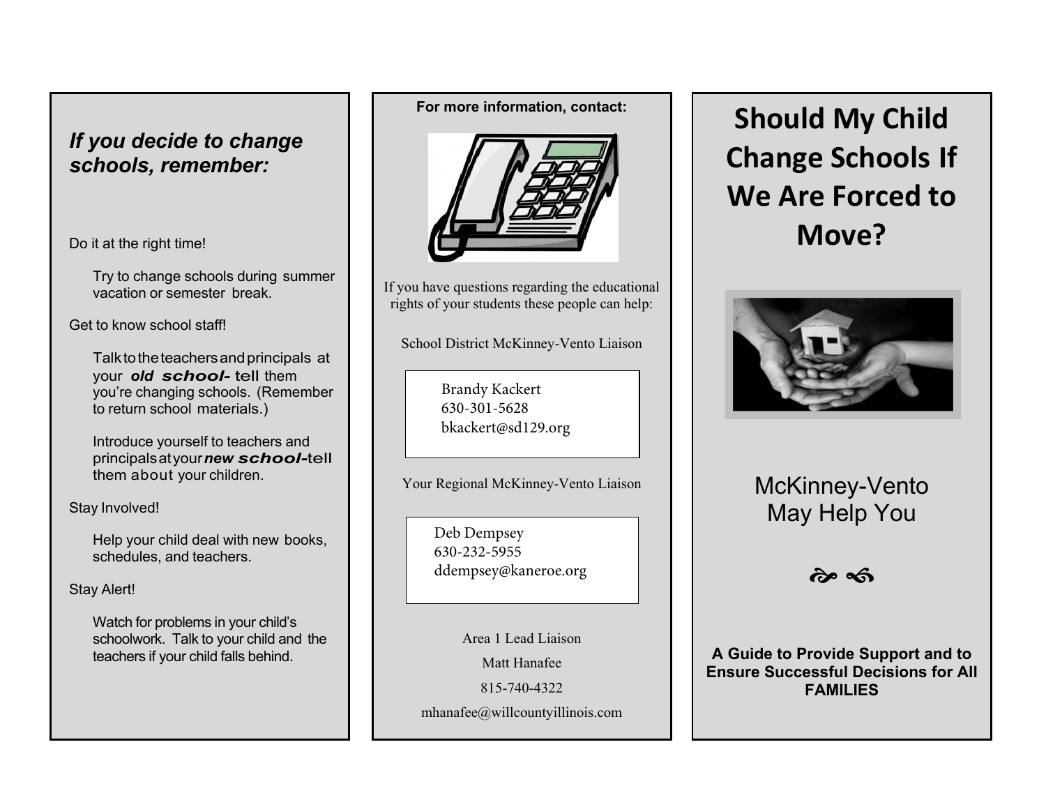## *If you decide to change schools, remember:*

Do it at the right time!

Try to change schools during summer vacation or semester break.

Get to know school staff!

Talk to the teachers and principals at your ***old school-*** tell them you're changing schools. (Remember to return school materials.)

Introduce yourself to teachers and principals at your ***new school-*** tell them about your children.

Stay Involved!

Help your child deal with new books, schedules, and teachers.

Stay Alert!

Watch for problems in your child's schoolwork. Talk to your child and the teachers if your child falls behind.

**For more information, contact:**

If you have questions regarding the educational rights of your students these people can help:

School District McKinney-Vento Liaison

Brandy Kackert
630-301-5628
bkackert@sd129.org

Your Regional McKinney-Vento Liaison

Deb Dempsey
630-232-5955
ddempsey@kaneroe.org

Area 1 Lead Liaison

Matt Hanafee

815-740-4322

mhanafee@willcountyillinois.com

# Should My Child Change Schools If We Are Forced to Move?

McKinney-Vento
May Help You

**A Guide to Provide Support and to Ensure Successful Decisions for All FAMILIES**